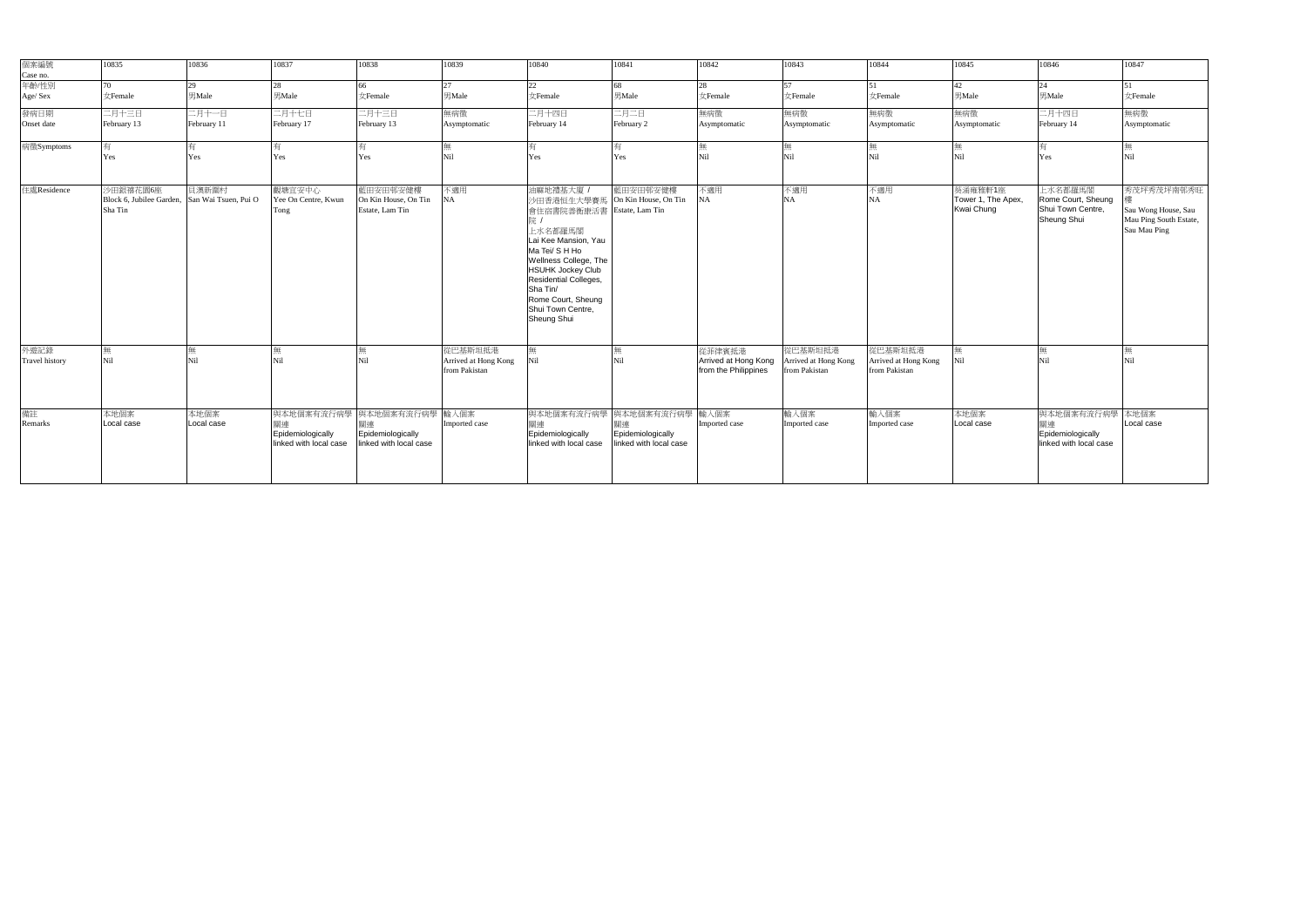| 個案編號 Case no. | 10835 | 10836 | 10837 | 10838 | 10839 | 10840 | 10841 | 10842 | 10843 | 10844 | 10845 | 10846 | 10847 |
|---|---|---|---|---|---|---|---|---|---|---|---|---|---|
| 年齡/性別 Age/ Sex | 70 女Female | 29 男Male | 28 男Male | 66 女Female | 27 男Male | 22 女Female | 68 男Male | 28 女Female | 57 女Female | 51 女Female | 42 男Male | 24 男Male | 51 女Female |
| 發病日期 Onset date | 二月十三日 February 13 | 二月十一日 February 11 | 二月十七日 February 17 | 二月十三日 February 13 | 無病徵 Asymptomatic | 二月十四日 February 14 | 二月二日 February 2 | 無病徵 Asymptomatic | 無病徵 Asymptomatic | 無病徵 Asymptomatic | 無病徵 Asymptomatic | 二月十四日 February 14 | 無病徵 Asymptomatic |
| 病徵Symptoms | 有 Yes | 有 Yes | 有 Yes | 有 Yes | 無 Nil | 有 Yes | 有 Yes | 無 Nil | 無 Nil | 無 Nil | 無 Nil | 有 Yes | 無 Nil |
| 住處Residence | 沙田銀禧花園6座 Block 6, Jubilee Garden, Sha Tin | 貝澳新圍村 San Wai Tsuen, Pui O | 觀塘宜安中心 Yee On Centre, Kwun Tong | 藍田安田邨安健樓 On Kin House, On Tin Estate, Lam Tin | 不適用 NA | 油麻地禮基大廈 / 沙田香港恒生大學賽馬會住宿書院善衡康活書院 / 上水名都羅馬閣 Lai Kee Mansion, Yau Ma Tei/ S H Ho Wellness College, The HSUHK Jockey Club Residential Colleges, Sha Tin/ Rome Court, Sheung Shui Town Centre, Sheung Shui | 藍田安田邨安健樓 On Kin House, On Tin Estate, Lam Tin | 不適用 NA | 不適用 NA | 不適用 NA | 葵涌雍雅軒1座 Tower 1, The Apex, Kwai Chung | 上水名都羅馬閣 Rome Court, Sheung Shui Town Centre, Sheung Shui | 秀茂坪秀茂坪南邨秀旺樓 Sau Wong House, Sau Mau Ping South Estate, Sau Mau Ping |
| 外遊記錄 Travel history | 無 Nil | 無 Nil | 無 Nil | 無 Nil | 從巴基斯坦抵港 Arrived at Hong Kong from Pakistan | 無 Nil | 無 Nil | 從菲律賓抵港 Arrived at Hong Kong from the Philippines | 從巴基斯坦抵港 Arrived at Hong Kong from Pakistan | 從巴基斯坦抵港 Arrived at Hong Kong from Pakistan | 無 Nil | 無 Nil | 無 Nil |
| 備註 Remarks | 本地個案 Local case | 本地個案 Local case | 與本地個案有流行病學關連 Epidemiologically linked with local case | 與本地個案有流行病學關連 Epidemiologically linked with local case | 輸入個案 Imported case | 與本地個案有流行病學關連 Epidemiologically linked with local case | 與本地個案有流行病學關連 Epidemiologically linked with local case | 輸入個案 Imported case | 輸入個案 Imported case | 輸入個案 Imported case | 本地個案 Local case | 與本地個案有流行病學關連 Epidemiologically linked with local case | 本地個案 Local case |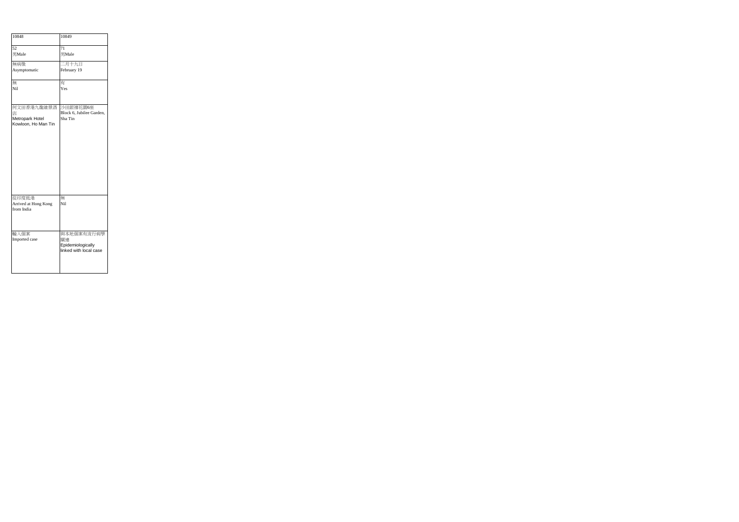| | |
|---|---|
| 10848 | 10849 |
| 52<br>男Male | 71<br>男Male |
| 無病徵<br>Asymptomatic | 二月十九日<br>February 19 |
| 無<br>Nil | 有<br>Yes |
| 何文田香港九龍維景酒店<br>Metropark Hotel Kowloon, Ho Man Tin | 沙田銀禧花園6座<br>Block 6, Jubilee Garden, Sha Tin |
| 從印度抵港<br>Arrived at Hong Kong from India | 無<br>Nil |
| 輸入個案<br>Imported case | 與本地個案有流行病學關連<br>Epidemiologically linked with local case |